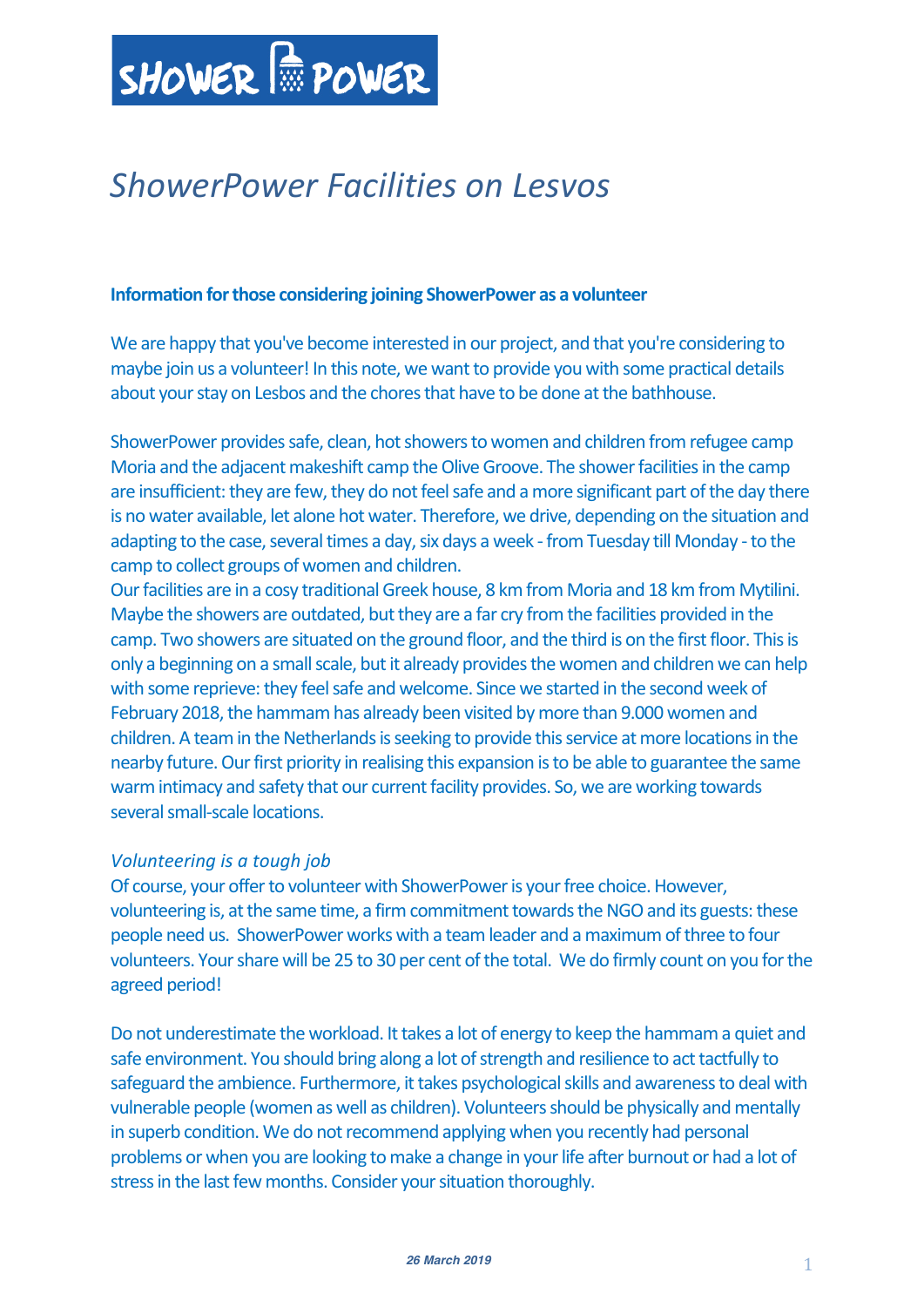SHOWER POWER

# ShowerPower Facilities on Lesvos

**Information for those considering joining ShowerPower as a volunteer**

We are happy that you've become interested in our project, and that you're considering to maybe join us a volunteer! In this note, we want to provide you with some practical details about your stay on Lesbos and the chores that have to be done at the bathhouse.

ShowerPower provides safe, clean, hot showers to women and children from refugee camp Moria and the adjacent makeshift camp the Olive Groove. The shower facilities in the camp are insufficient: they are few, they do not feel safe and a more significant part of the day there is no water available, let alone hot water. Therefore, we drive, depending on the situation and adapting to the case, several times a day, six days a week - from Tuesday till Monday - to the camp to collect groups of women and children.
Our facilities are in a cosy traditional Greek house, 8 km from Moria and 18 km from Mytilini. Maybe the showers are outdated, but they are a far cry from the facilities provided in the camp. Two showers are situated on the ground floor, and the third is on the first floor. This is only a beginning on a small scale, but it already provides the women and children we can help with some reprieve: they feel safe and welcome. Since we started in the second week of February 2018, the hammam has already been visited by more than 9.000 women and children. A team in the Netherlands is seeking to provide this service at more locations in the nearby future. Our first priority in realising this expansion is to be able to guarantee the same warm intimacy and safety that our current facility provides. So, we are working towards several small-scale locations.

*Volunteering is a tough job*
Of course, your offer to volunteer with ShowerPower is your free choice. However, volunteering is, at the same time, a firm commitment towards the NGO and its guests: these people need us. ShowerPower works with a team leader and a maximum of three to four volunteers. Your share will be 25 to 30 per cent of the total. We do firmly count on you for the agreed period!

Do not underestimate the workload. It takes a lot of energy to keep the hammam a quiet and safe environment. You should bring along a lot of strength and resilience to act tactfully to safeguard the ambience. Furthermore, it takes psychological skills and awareness to deal with vulnerable people (women as well as children). Volunteers should be physically and mentally in superb condition. We do not recommend applying when you recently had personal problems or when you are looking to make a change in your life after burnout or had a lot of stress in the last few months. Consider your situation thoroughly.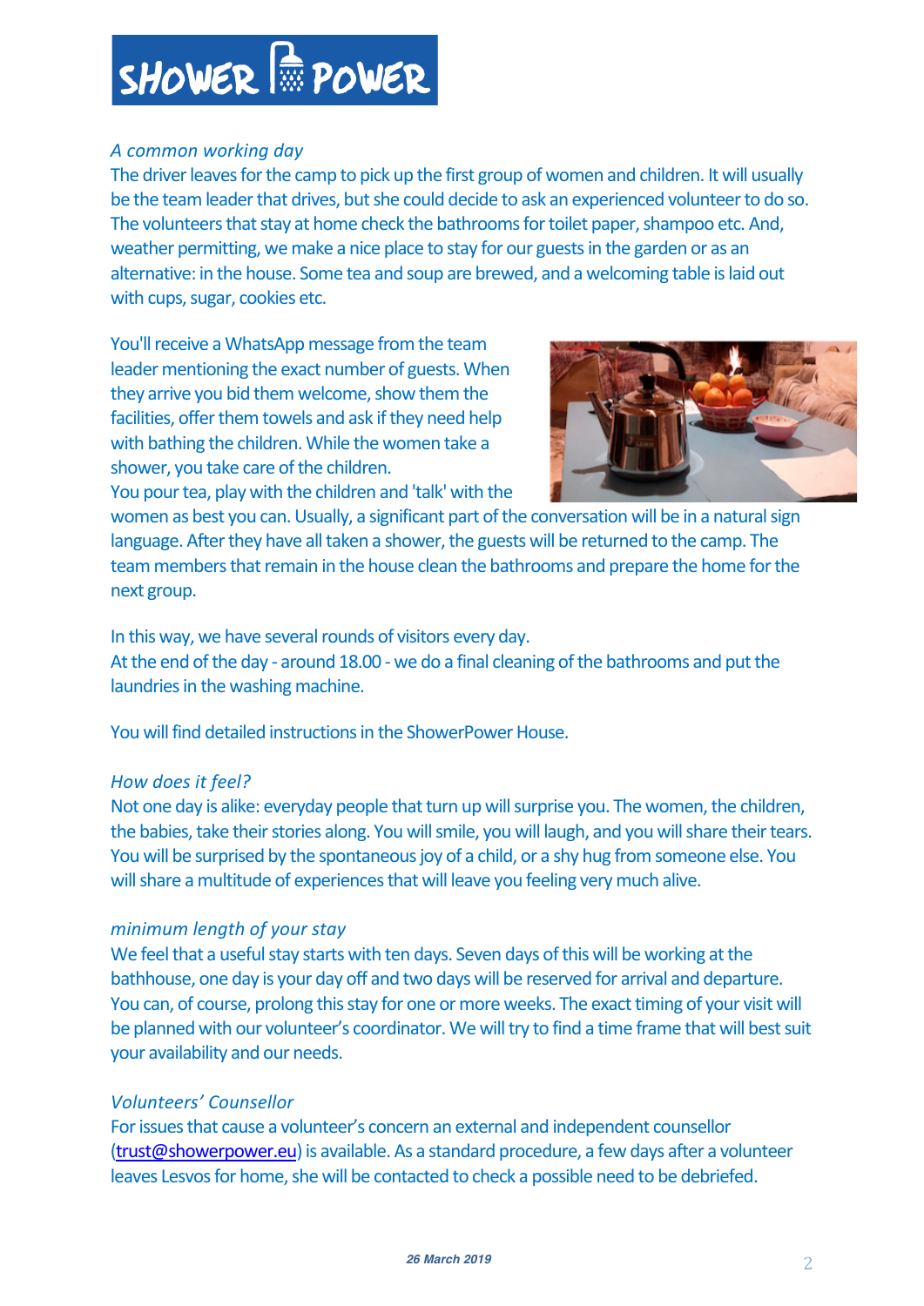*A common working day*

The driver leaves for the camp to pick up the first group of women and children. It will usually be the team leader that drives, but she could decide to ask an experienced volunteer to do so. The volunteers that stay at home check the bathrooms for toilet paper, shampoo etc. And, weather permitting, we make a nice place to stay for our guests in the garden or as an alternative: in the house. Some tea and soup are brewed, and a welcoming table is laid out with cups, sugar, cookies etc.

You'll receive a WhatsApp message from the team leader mentioning the exact number of guests. When they arrive you bid them welcome, show them the facilities, offer them towels and ask if they need help with bathing the children. While the women take a shower, you take care of the children.
You pour tea, play with the children and 'talk' with the women as best you can. Usually, a significant part of the conversation will be in a natural sign language. After they have all taken a shower, the guests will be returned to the camp. The team members that remain in the house clean the bathrooms and prepare the home for the next group.

In this way, we have several rounds of visitors every day.
At the end of the day - around 18.00 - we do a final cleaning of the bathrooms and put the laundries in the washing machine.

You will find detailed instructions in the ShowerPower House.

*How does it feel?*

Not one day is alike: everyday people that turn up will surprise you. The women, the children, the babies, take their stories along. You will smile, you will laugh, and you will share their tears. You will be surprised by the spontaneous joy of a child, or a shy hug from someone else. You will share a multitude of experiences that will leave you feeling very much alive.

*minimum length of your stay*

We feel that a useful stay starts with ten days. Seven days of this will be working at the bathhouse, one day is your day off and two days will be reserved for arrival and departure. You can, of course, prolong this stay for one or more weeks. The exact timing of your visit will be planned with our volunteer's coordinator. We will try to find a time frame that will best suit your availability and our needs.

*Volunteers' Counsellor*

For issues that cause a volunteer's concern an external and independent counsellor (trust@showerpower.eu) is available. As a standard procedure, a few days after a volunteer leaves Lesvos for home, she will be contacted to check a possible need to be debriefed.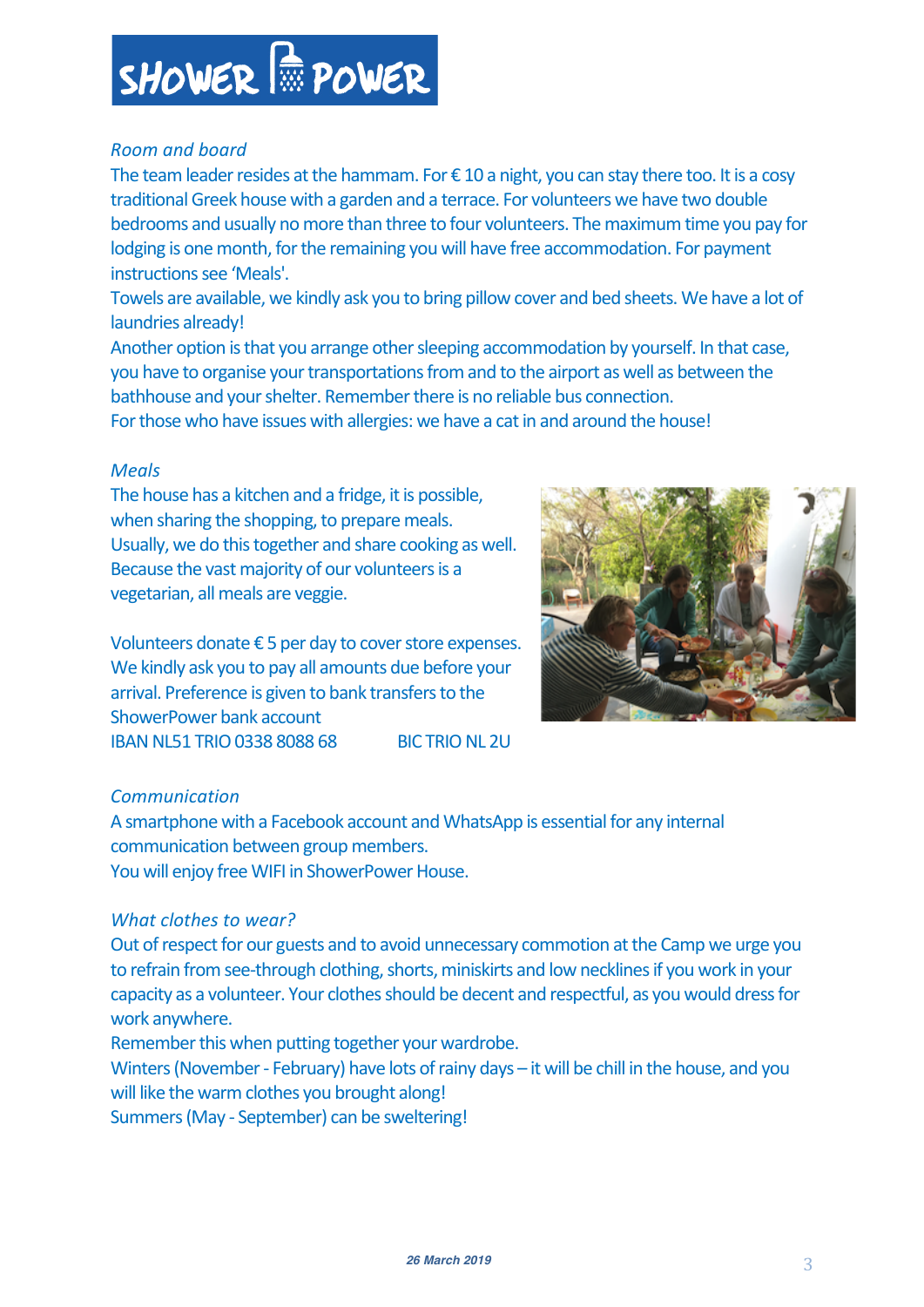# SHOWER POWER

*Room and board*

The team leader resides at the hammam. For € 10 a night, you can stay there too. It is a cosy traditional Greek house with a garden and a terrace. For volunteers we have two double bedrooms and usually no more than three to four volunteers. The maximum time you pay for lodging is one month, for the remaining you will have free accommodation. For payment instructions see 'Meals'.

Towels are available, we kindly ask you to bring pillow cover and bed sheets. We have a lot of laundries already!

Another option is that you arrange other sleeping accommodation by yourself. In that case, you have to organise your transportations from and to the airport as well as between the bathhouse and your shelter. Remember there is no reliable bus connection.

For those who have issues with allergies: we have a cat in and around the house!

*Meals*

The house has a kitchen and a fridge, it is possible, when sharing the shopping, to prepare meals. Usually, we do this together and share cooking as well. Because the vast majority of our volunteers is a vegetarian, all meals are veggie.

Volunteers donate € 5 per day to cover store expenses. We kindly ask you to pay all amounts due before your arrival. Preference is given to bank transfers to the ShowerPower bank account

IBAN NL51 TRIO 0338 8088 68 BIC TRIO NL 2U

*Communication*

A smartphone with a Facebook account and WhatsApp is essential for any internal communication between group members.

You will enjoy free WIFI in ShowerPower House.

*What clothes to wear?*

Out of respect for our guests and to avoid unnecessary commotion at the Camp we urge you to refrain from see-through clothing, shorts, miniskirts and low necklines if you work in your capacity as a volunteer. Your clothes should be decent and respectful, as you would dress for work anywhere.

Remember this when putting together your wardrobe.

Winters (November - February) have lots of rainy days – it will be chill in the house, and you will like the warm clothes you brought along!

Summers (May - September) can be sweltering!

*26 March 2019*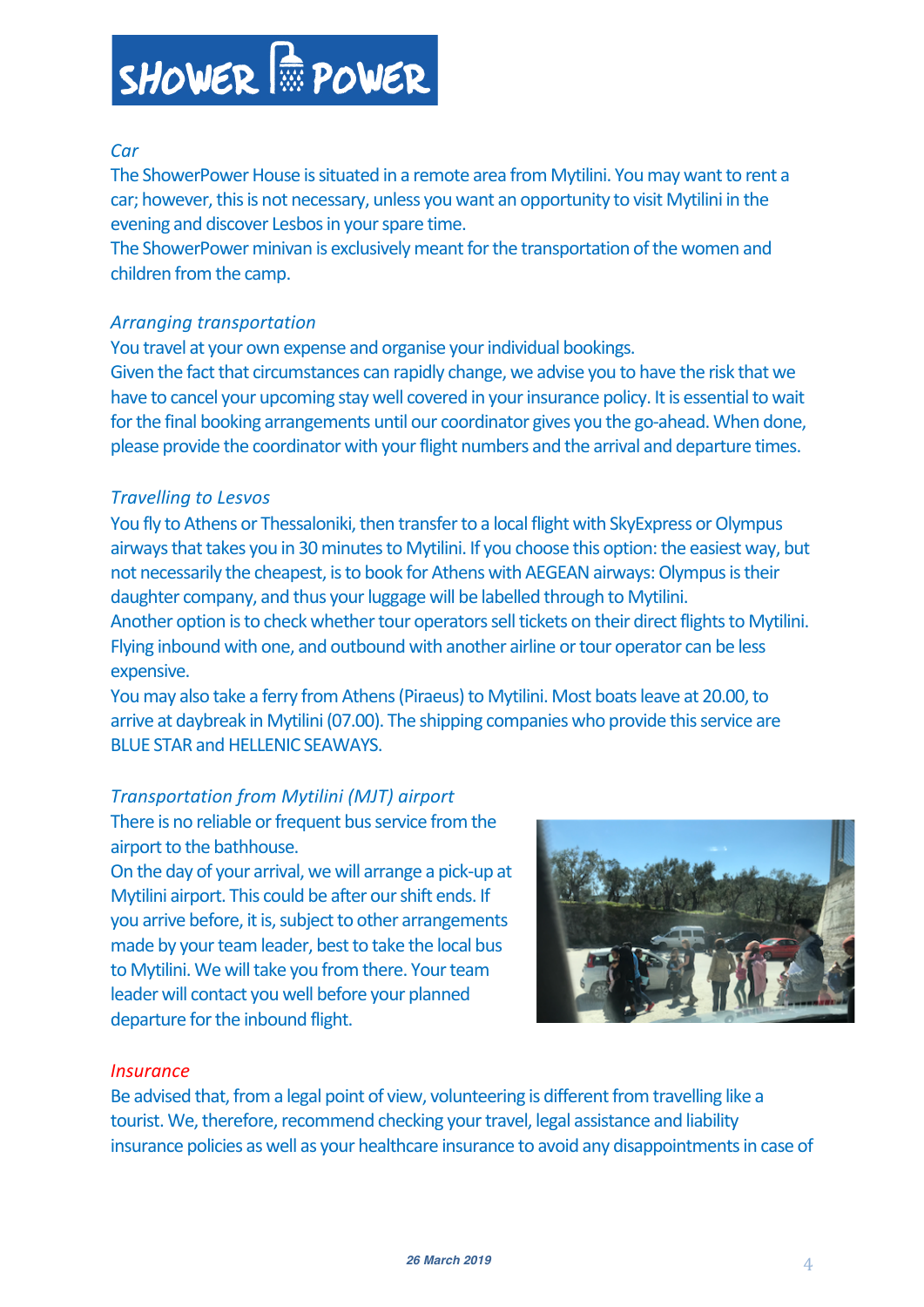*Car*

The ShowerPower House is situated in a remote area from Mytilini. You may want to rent a car; however, this is not necessary, unless you want an opportunity to visit Mytilini in the evening and discover Lesbos in your spare time.

The ShowerPower minivan is exclusively meant for the transportation of the women and children from the camp.

*Arranging transportation*

You travel at your own expense and organise your individual bookings.

Given the fact that circumstances can rapidly change, we advise you to have the risk that we have to cancel your upcoming stay well covered in your insurance policy. It is essential to wait for the final booking arrangements until our coordinator gives you the go-ahead. When done, please provide the coordinator with your flight numbers and the arrival and departure times.

*Travelling to Lesvos*

You fly to Athens or Thessaloniki, then transfer to a local flight with SkyExpress or Olympus airways that takes you in 30 minutes to Mytilini. If you choose this option: the easiest way, but not necessarily the cheapest, is to book for Athens with AEGEAN airways: Olympus is their daughter company, and thus your luggage will be labelled through to Mytilini.

Another option is to check whether tour operators sell tickets on their direct flights to Mytilini. Flying inbound with one, and outbound with another airline or tour operator can be less expensive.

You may also take a ferry from Athens (Piraeus) to Mytilini. Most boats leave at 20.00, to arrive at daybreak in Mytilini (07.00). The shipping companies who provide this service are BLUE STAR and HELLENIC SEAWAYS.

*Transportation from Mytilini (MJT) airport*

There is no reliable or frequent bus service from the airport to the bathhouse.

On the day of your arrival, we will arrange a pick-up at Mytilini airport. This could be after our shift ends. If you arrive before, it is, subject to other arrangements made by your team leader, best to take the local bus to Mytilini. We will take you from there. Your team leader will contact you well before your planned departure for the inbound flight.

*Insurance*

Be advised that, from a legal point of view, volunteering is different from travelling like a tourist. We, therefore, recommend checking your travel, legal assistance and liability insurance policies as well as your healthcare insurance to avoid any disappointments in case of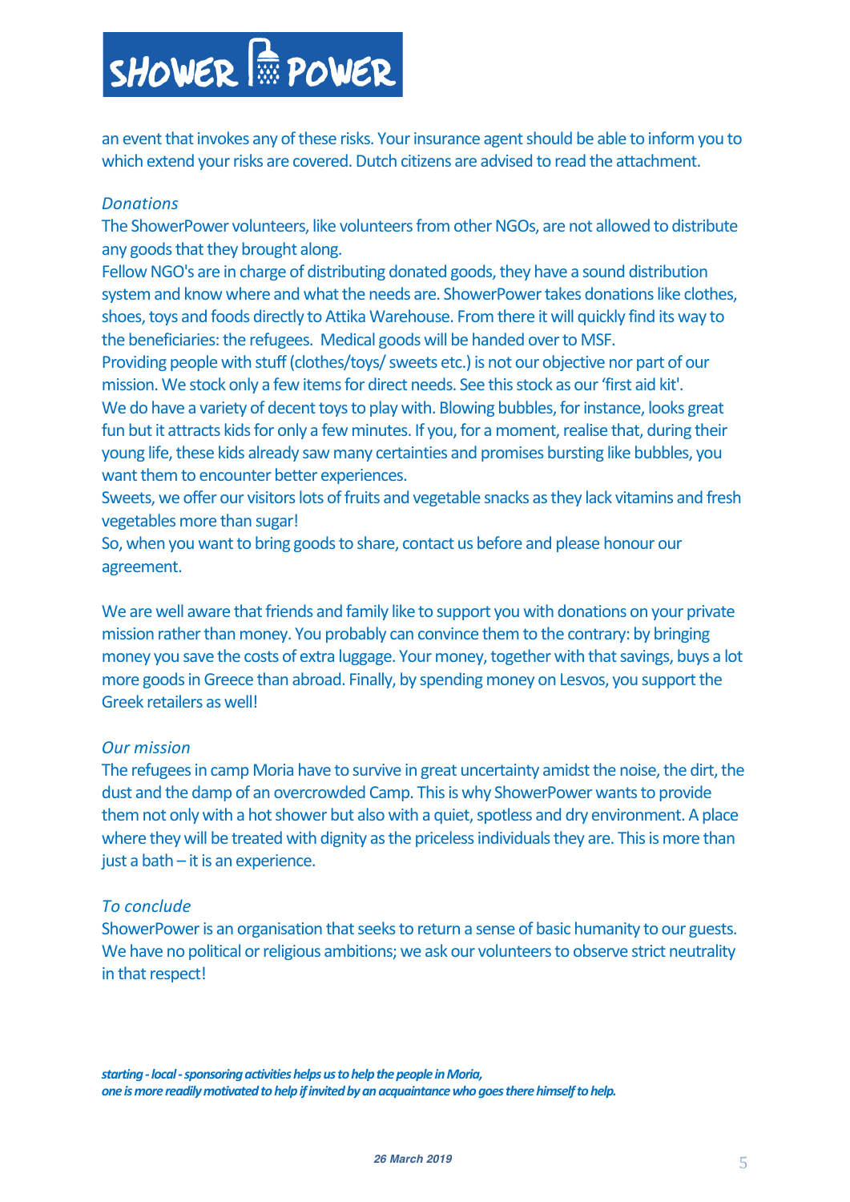an event that invokes any of these risks. Your insurance agent should be able to inform you to which extend your risks are covered. Dutch citizens are advised to read the attachment.

*Donations*

The ShowerPower volunteers, like volunteers from other NGOs, are not allowed to distribute any goods that they brought along.
Fellow NGO's are in charge of distributing donated goods, they have a sound distribution system and know where and what the needs are. ShowerPower takes donations like clothes, shoes, toys and foods directly to Attika Warehouse. From there it will quickly find its way to the beneficiaries: the refugees. Medical goods will be handed over to MSF.
Providing people with stuff (clothes/toys/ sweets etc.) is not our objective nor part of our mission. We stock only a few items for direct needs. See this stock as our 'first aid kit'.
We do have a variety of decent toys to play with. Blowing bubbles, for instance, looks great fun but it attracts kids for only a few minutes. If you, for a moment, realise that, during their young life, these kids already saw many certainties and promises bursting like bubbles, you want them to encounter better experiences.
Sweets, we offer our visitors lots of fruits and vegetable snacks as they lack vitamins and fresh vegetables more than sugar!
So, when you want to bring goods to share, contact us before and please honour our agreement.

We are well aware that friends and family like to support you with donations on your private mission rather than money. You probably can convince them to the contrary: by bringing money you save the costs of extra luggage. Your money, together with that savings, buys a lot more goods in Greece than abroad. Finally, by spending money on Lesvos, you support the Greek retailers as well!

*Our mission*

The refugees in camp Moria have to survive in great uncertainty amidst the noise, the dirt, the dust and the damp of an overcrowded Camp. This is why ShowerPower wants to provide them not only with a hot shower but also with a quiet, spotless and dry environment. A place where they will be treated with dignity as the priceless individuals they are. This is more than just a bath – it is an experience.

*To conclude*

ShowerPower is an organisation that seeks to return a sense of basic humanity to our guests. We have no political or religious ambitions; we ask our volunteers to observe strict neutrality in that respect!

***starting - local - sponsoring activities helps us to help the people in Moria,***
***one is more readily motivated to help if invited by an acquaintance who goes there himself to help.***

*26 March 2019*